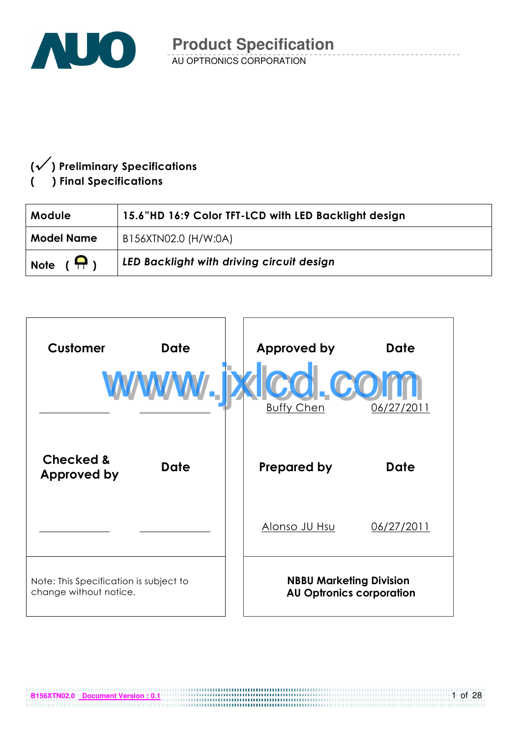# Product Specification

AU OPTRONICS CORPORATION

(✓) **Preliminary Specifications**

( ) **Final Specifications**

| **Module** | **15.6"HD 16:9 Color TFT-LCD with LED Backlight design** |
|---|---|
| **Model Name** | B156XTN02.0 (H/W:0A) |
| **Note** ( ) | ***LED Backlight with driving circuit design*** |

| **Customer** | **Date** | **Approved by** | **Date** |
|---|---|---|---|
| | | Buffy Chen | 06/27/2011 |
| **Checked & Approved by** | **Date** | **Prepared by** | **Date** |
| | | Alonso JU Hsu | 06/27/2011 |
| Note: This Specification is subject to change without notice. | | **NBBU Marketing Division AU Optronics corporation** | |

www.jxlcd.com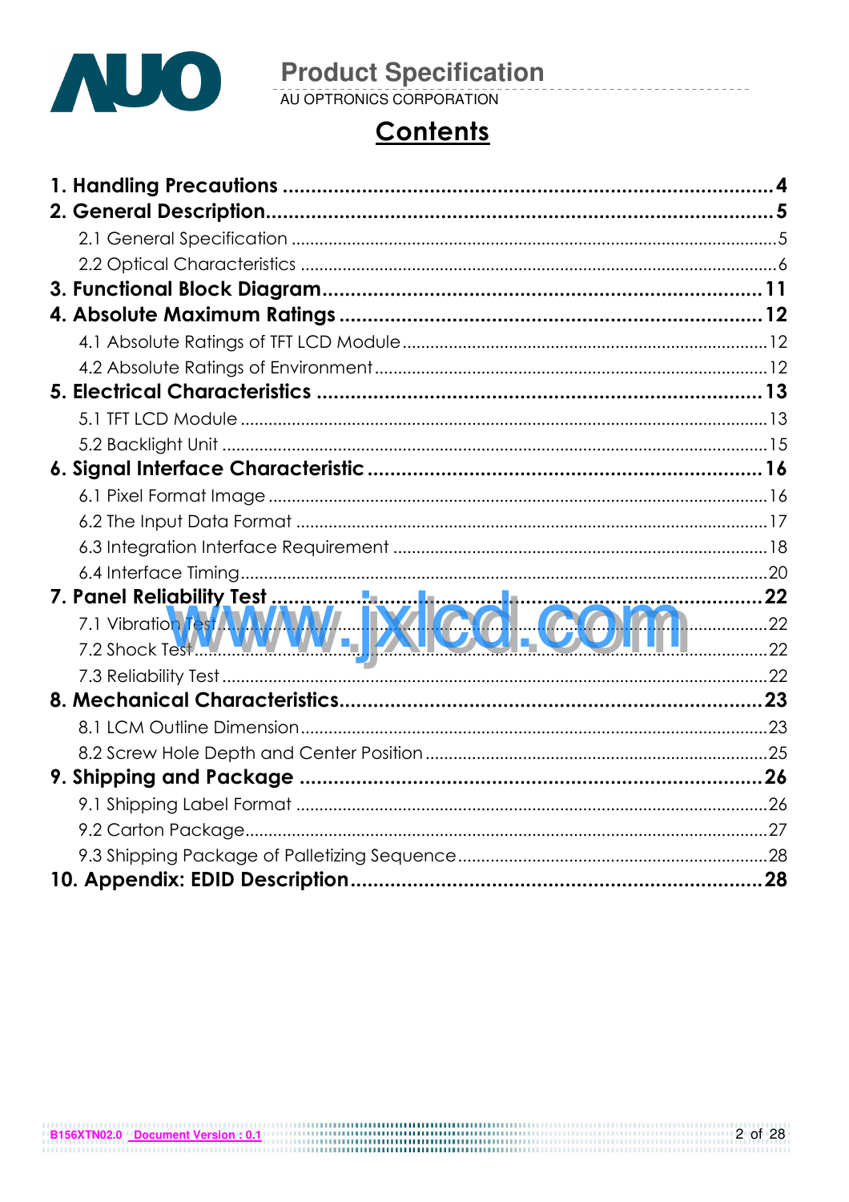# Contents

**1. Handling Precautions** ........................................ **4**

**2. General Description** ........................................ **5**

- 2.1 General Specification ........................................ 5
- 2.2 Optical Characteristics ........................................ 6

**3. Functional Block Diagram** ........................................ **11**

**4. Absolute Maximum Ratings** ........................................ **12**

- 4.1 Absolute Ratings of TFT LCD Module ........................................ 12
- 4.2 Absolute Ratings of Environment ........................................ 12

**5. Electrical Characteristics** ........................................ **13**

- 5.1 TFT LCD Module ........................................ 13
- 5.2 Backlight Unit ........................................ 15

**6. Signal Interface Characteristic** ........................................ **16**

- 6.1 Pixel Format Image ........................................ 16
- 6.2 The Input Data Format ........................................ 17
- 6.3 Integration Interface Requirement ........................................ 18
- 6.4 Interface Timing ........................................ 20

**7. Panel Reliability Test** ........................................ **22**

- 7.1 Vibration Test ........................................ 22
- 7.2 Shock Test ........................................ 22
- 7.3 Reliability Test ........................................ 22

**8. Mechanical Characteristics** ........................................ **23**

- 8.1 LCM Outline Dimension ........................................ 23
- 8.2 Screw Hole Depth and Center Position ........................................ 25

**9. Shipping and Package** ........................................ **26**

- 9.1 Shipping Label Format ........................................ 26
- 9.2 Carton Package ........................................ 27
- 9.3 Shipping Package of Palletizing Sequence ........................................ 28

**10. Appendix: EDID Description** ........................................ **28**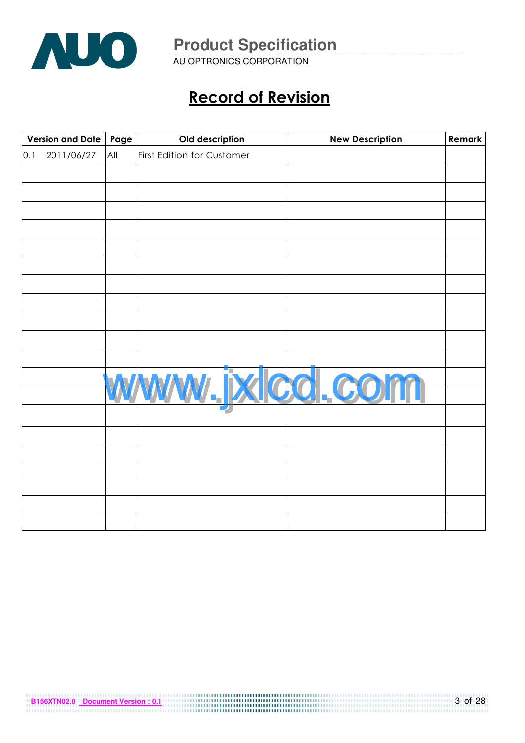# Record of Revision

| Version and Date | Page | Old description | New Description | Remark |
|---|---|---|---|---|
| 0.1 2011/06/27 | All | First Edition for Customer | | |
| | | | | |
| | | | | |
| | | | | |
| | | | | |
| | | | | |
| | | | | |
| | | | | |
| | | | | |
| | | | | |
| | | | | |
| | | | | |
| | | | | |
| | | | | |
| | | | | |
| | | | | |
| | | | | |
| | | | | |
| | | | | |
| | | | | |
| | | | | |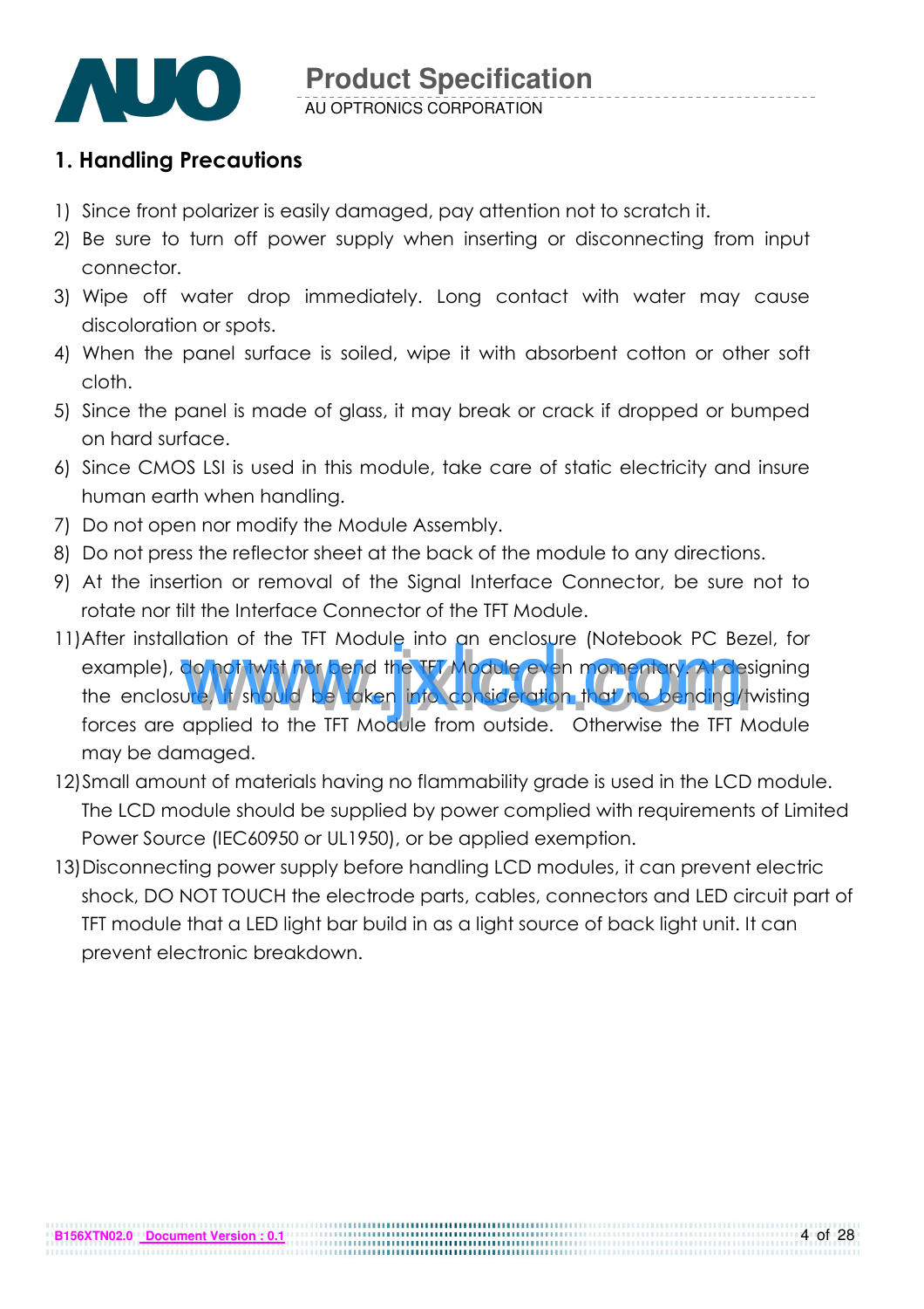## 1. Handling Precautions

1) Since front polarizer is easily damaged, pay attention not to scratch it.
2) Be sure to turn off power supply when inserting or disconnecting from input connector.
3) Wipe off water drop immediately. Long contact with water may cause discoloration or spots.
4) When the panel surface is soiled, wipe it with absorbent cotton or other soft cloth.
5) Since the panel is made of glass, it may break or crack if dropped or bumped on hard surface.
6) Since CMOS LSI is used in this module, take care of static electricity and insure human earth when handling.
7) Do not open nor modify the Module Assembly.
8) Do not press the reflector sheet at the back of the module to any directions.
9) At the insertion or removal of the Signal Interface Connector, be sure not to rotate nor tilt the Interface Connector of the TFT Module.

11) After installation of the TFT Module into an enclosure (Notebook PC Bezel, for example), do not twist nor bend the TFT Module even momentary. At designing the enclosure, it should be taken into consideration that no bending/twisting forces are applied to the TFT Module from outside. Otherwise the TFT Module may be damaged.
12) Small amount of materials having no flammability grade is used in the LCD module. The LCD module should be supplied by power complied with requirements of Limited Power Source (IEC60950 or UL1950), or be applied exemption.
13) Disconnecting power supply before handling LCD modules, it can prevent electric shock, DO NOT TOUCH the electrode parts, cables, connectors and LED circuit part of TFT module that a LED light bar build in as a light source of back light unit. It can prevent electronic breakdown.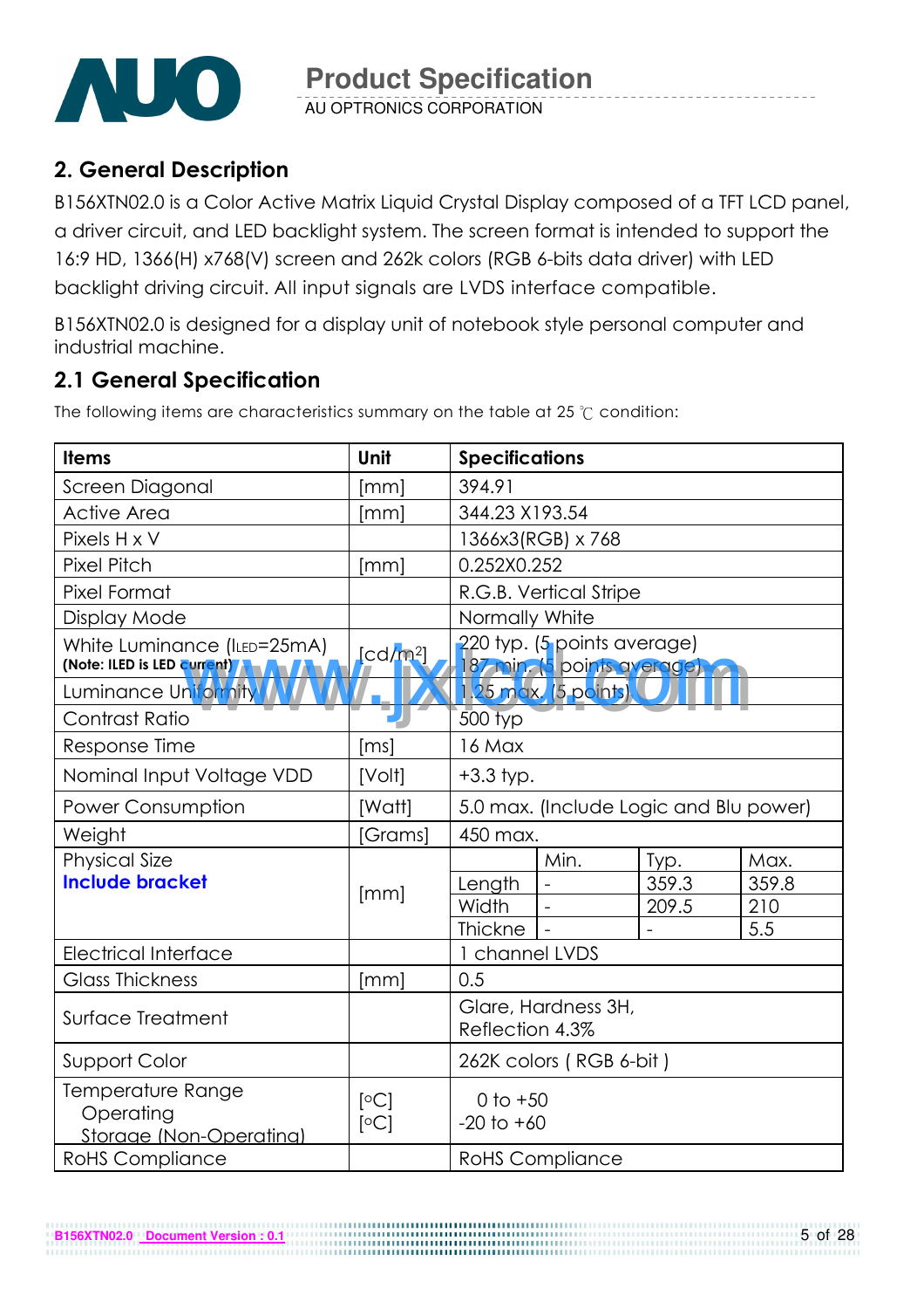## 2. General Description

B156XTN02.0 is a Color Active Matrix Liquid Crystal Display composed of a TFT LCD panel, a driver circuit, and LED backlight system. The screen format is intended to support the 16:9 HD, 1366(H) x768(V) screen and 262k colors (RGB 6-bits data driver) with LED backlight driving circuit. All input signals are LVDS interface compatible.

B156XTN02.0 is designed for a display unit of notebook style personal computer and industrial machine.

### 2.1 General Specification

The following items are characteristics summary on the table at 25 ℃ condition:

| Items | Unit | Specifications | | | |
|---|---|---|---|---|---|
| Screen Diagonal | [mm] | 394.91 | | | |
| Active Area | [mm] | 344.23 X193.54 | | | |
| Pixels H x V | | 1366x3(RGB) x 768 | | | |
| Pixel Pitch | [mm] | 0.252X0.252 | | | |
| Pixel Format | | R.G.B. Vertical Stripe | | | |
| Display Mode | | Normally White | | | |
| White Luminance ($I_{LED}$=25mA) **(Note: ILED is LED current)** | [cd/m²] | 220 typ. (5 points average) 187 min. (5 points average) | | | |
| Luminance Uniformity | | 1.25 max. (5 points) | | | |
| Contrast Ratio | | 500 typ | | | |
| Response Time | [ms] | 16 Max | | | |
| Nominal Input Voltage VDD | [Volt] | +3.3 typ. | | | |
| Power Consumption | [Watt] | 5.0 max. (Include Logic and Blu power) | | | |
| Weight | [Grams] | 450 max. | | | |
| Physical Size **Include bracket** | [mm] | | Min. | Typ. | Max. |
| | | Length | - | 359.3 | 359.8 |
| | | Width | - | 209.5 | 210 |
| | | Thickne | - | - | 5.5 |
| Electrical Interface | | 1 channel LVDS | | | |
| Glass Thickness | [mm] | 0.5 | | | |
| Surface Treatment | | Glare, Hardness 3H, Reflection 4.3% | | | |
| Support Color | | 262K colors ( RGB 6-bit ) | | | |
| Temperature Range Operating Storage (Non-Operating) | [°C] [°C] | 0 to +50 -20 to +60 | | | |
| RoHS Compliance | | RoHS Compliance | | | |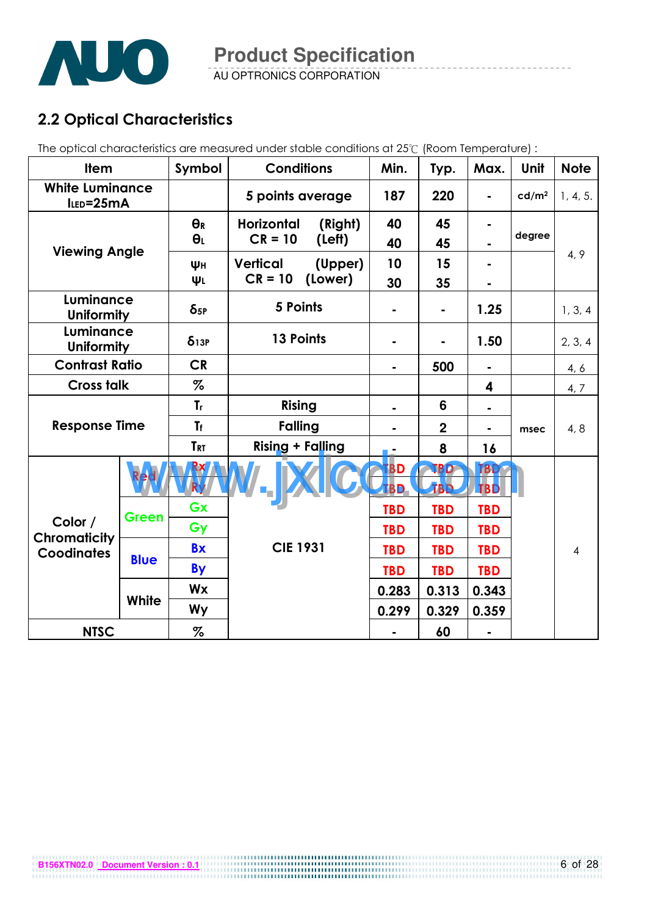## 2.2 Optical Characteristics

The optical characteristics are measured under stable conditions at 25℃ (Room Temperature) :

| Item | | Symbol | Conditions | Min. | Typ. | Max. | Unit | Note |
|---|---|---|---|---|---|---|---|---|
| White Luminance $I_{LED}$=25mA | | | 5 points average | 187 | 220 | - | cd/m² | 1, 4, 5. |
| Viewing Angle | | $\theta_R$ | Horizontal (Right) CR = 10 | 40 | 45 | - | degree | 4, 9 |
| | | $\theta_L$ | (Left) | 40 | 45 | - | | |
| | | $\psi_H$ | Vertical (Upper) CR = 10 | 10 | 15 | - | | |
| | | $\psi_L$ | (Lower) | 30 | 35 | - | | |
| Luminance Uniformity | | $\delta_{5P}$ | 5 Points | - | - | 1.25 | | 1, 3, 4 |
| Luminance Uniformity | | $\delta_{13P}$ | 13 Points | - | - | 1.50 | | 2, 3, 4 |
| Contrast Ratio | | CR | | - | 500 | - | | 4, 6 |
| Cross talk | | % | | | | 4 | | 4, 7 |
| Response Time | | $T_r$ | Rising | - | 6 | - | msec | 4, 8 |
| | | $T_f$ | Falling | - | 2 | - | | |
| | | $T_{RT}$ | Rising + Falling | - | 8 | 16 | | |
| Color / Chromaticity Coodinates | Red | Rx | CIE 1931 | TBD | TBD | TBD | | 4 |
| | | Ry | | TBD | TBD | TBD | | |
| | Green | Gx | | TBD | TBD | TBD | | |
| | | Gy | | TBD | TBD | TBD | | |
| | Blue | Bx | | TBD | TBD | TBD | | |
| | | By | | TBD | TBD | TBD | | |
| | White | Wx | | 0.283 | 0.313 | 0.343 | | |
| | | Wy | | 0.299 | 0.329 | 0.359 | | |
| NTSC | | % | | - | 60 | - | | |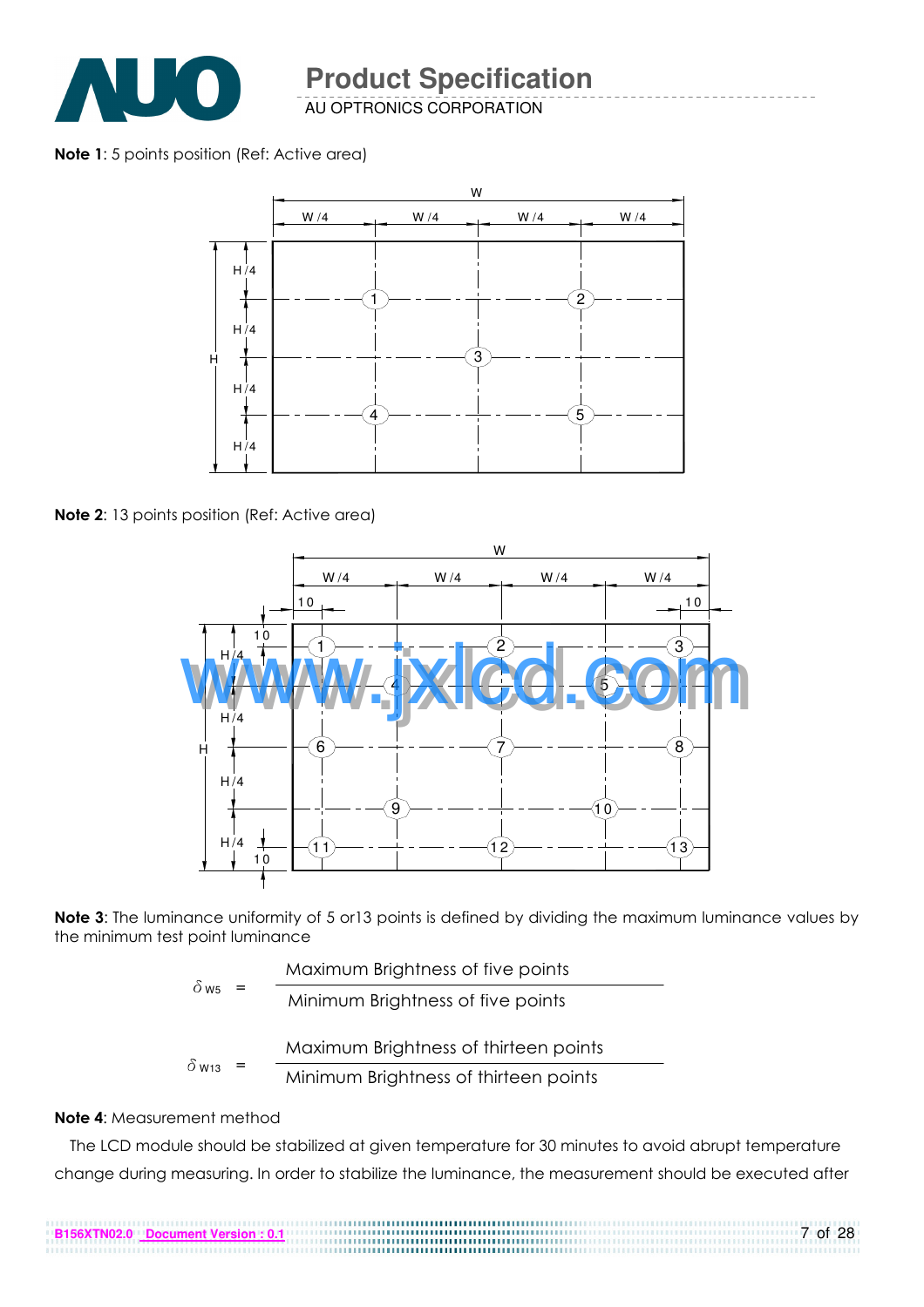**Note 1**: 5 points position (Ref: Active area)

**Note 2**: 13 points position (Ref: Active area)

**Note 3**: The luminance uniformity of 5 or13 points is defined by dividing the maximum luminance values by the minimum test point luminance

$$\delta_{W5} = \frac{\text{Maximum Brightness of five points}}{\text{Minimum Brightness of five points}}$$

$$\delta_{W13} = \frac{\text{Maximum Brightness of thirteen points}}{\text{Minimum Brightness of thirteen points}}$$

**Note 4**: Measurement method

The LCD module should be stabilized at given temperature for 30 minutes to avoid abrupt temperature change during measuring. In order to stabilize the luminance, the measurement should be executed after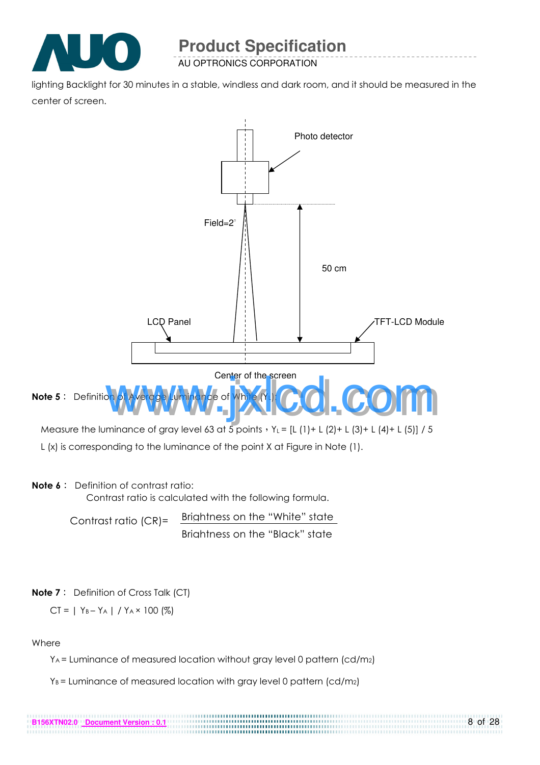lighting Backlight for 30 minutes in a stable, windless and dark room, and it should be measured in the center of screen.

Photo detector

Field=2°

50 cm

LCD Panel

TFT-LCD Module

Center of the screen

**Note 5**： Definition of Average Luminance of White ($Y_L$):

Measure the luminance of gray level 63 at 5 points，$Y_L$ = [L (1)+ L (2)+ L (3)+ L (4)+ L (5)] / 5

L (x) is corresponding to the luminance of the point X at Figure in Note (1).

**Note 6**： Definition of contrast ratio:

Contrast ratio is calculated with the following formula.

$$\text{Contrast ratio (CR)} = \frac{\text{Brightness on the "White" state}}{\text{Brightness on the "Black" state}}$$

**Note 7**： Definition of Cross Talk (CT)

$$CT = |\, Y_B - Y_A \,| \,/\, Y_A \times 100\ (\%)$$

Where

$Y_A$ = Luminance of measured location without gray level 0 pattern (cd/$m^2$)

$Y_B$ = Luminance of measured location with gray level 0 pattern (cd/$m^2$)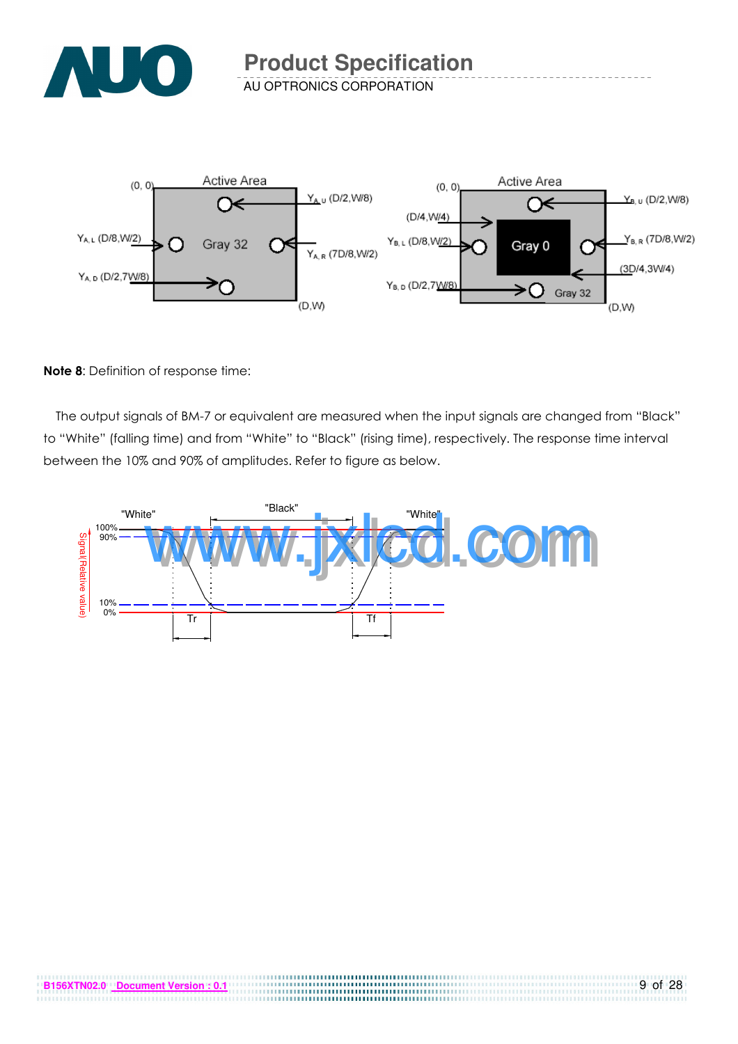**Note 8**: Definition of response time:

The output signals of BM-7 or equivalent are measured when the input signals are changed from "Black" to "White" (falling time) and from "White" to "Black" (rising time), respectively. The response time interval between the 10% and 90% of amplitudes. Refer to figure as below.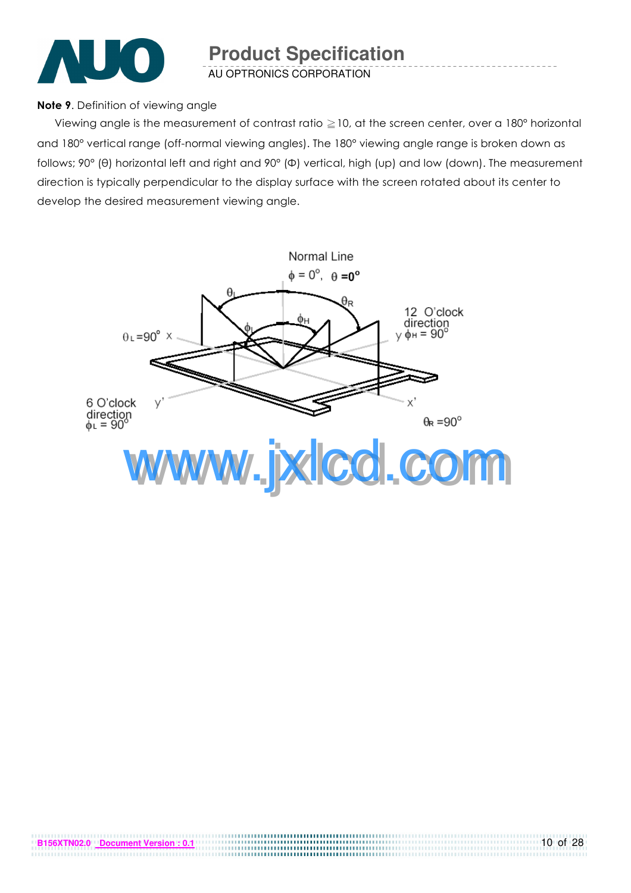**Note 9**. Definition of viewing angle

Viewing angle is the measurement of contrast ratio ≧10, at the screen center, over a 180° horizontal and 180° vertical range (off-normal viewing angles). The 180° viewing angle range is broken down as follows; 90° (θ) horizontal left and right and 90° (Φ) vertical, high (up) and low (down). The measurement direction is typically perpendicular to the display surface with the screen rotated about its center to develop the desired measurement viewing angle.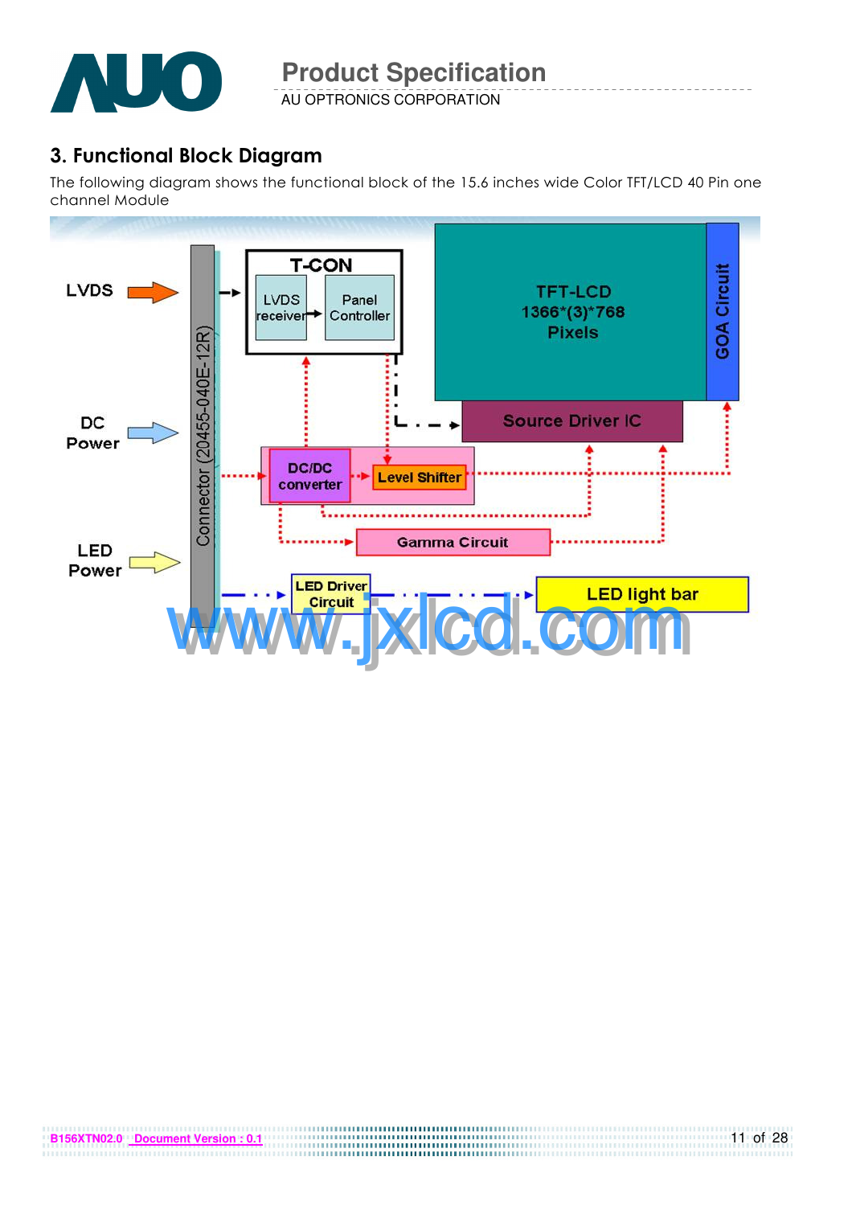## 3. Functional Block Diagram

The following diagram shows the functional block of the 15.6 inches wide Color TFT/LCD 40 Pin one channel Module

LVDS

DC Power

LED Power

Connector (20455-040E-12R)

T-CON

LVDS receiver

Panel Controller

TFT-LCD 1366*(3)*768 Pixels

GOA Circuit

Source Driver IC

DC/DC converter

Level Shifter

Gamma Circuit

LED Driver Circuit

LED light bar

www.jxlcd.com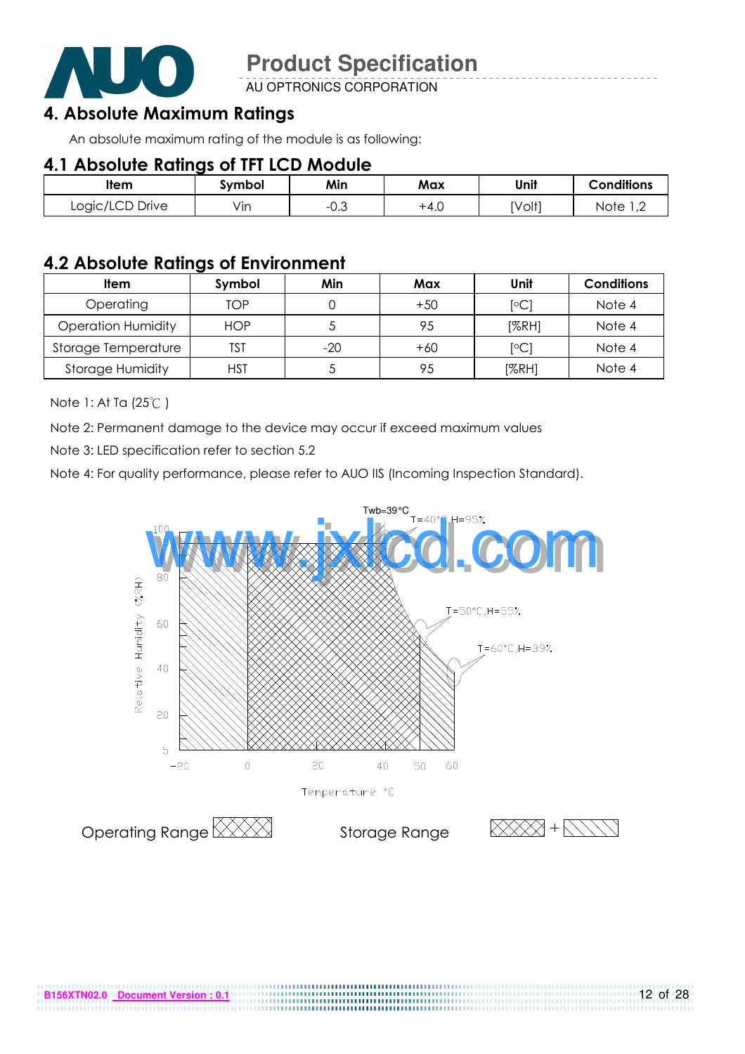# 4. Absolute Maximum Ratings

An absolute maximum rating of the module is as following:

## 4.1 Absolute Ratings of TFT LCD Module

| Item | Symbol | Min | Max | Unit | Conditions |
|---|---|---|---|---|---|
| Logic/LCD Drive | Vin | -0.3 | +4.0 | [Volt] | Note 1,2 |

## 4.2 Absolute Ratings of Environment

| Item | Symbol | Min | Max | Unit | Conditions |
|---|---|---|---|---|---|
| Operating | TOP | 0 | +50 | [°C] | Note 4 |
| Operation Humidity | HOP | 5 | 95 | [%RH] | Note 4 |
| Storage Temperature | TST | -20 | +60 | [°C] | Note 4 |
| Storage Humidity | HST | 5 | 95 | [%RH] | Note 4 |

Note 1: At Ta (25℃ )

Note 2: Permanent damage to the device may occur if exceed maximum values

Note 3: LED specification refer to section 5.2

Note 4: For quality performance, please refer to AUO IIS (Incoming Inspection Standard).

Twb=39°C

T=40°C,H=95%

T=50°C,H=55%

T=60°C,H=39%

Relative Humidity (%RH)

Temperature °C

Operating Range

Storage Range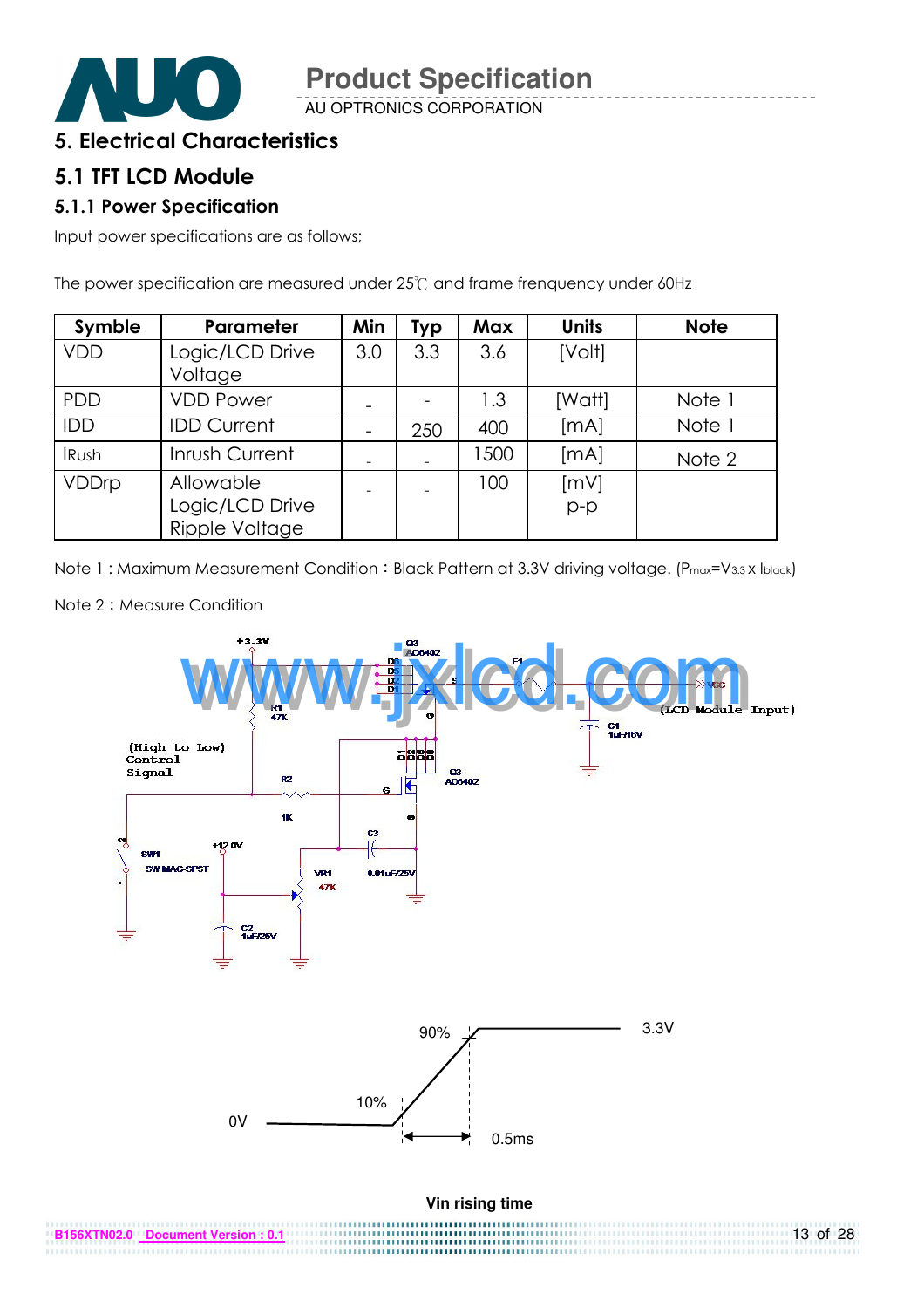# 5. Electrical Characteristics

## 5.1 TFT LCD Module

### 5.1.1 Power Specification

Input power specifications are as follows;

The power specification are measured under 25℃ and frame frenquency under 60Hz

| Symble | Parameter | Min | Typ | Max | Units | Note |
|---|---|---|---|---|---|---|
| VDD | Logic/LCD Drive Voltage | 3.0 | 3.3 | 3.6 | [Volt] | |
| PDD | VDD Power | - | - | 1.3 | [Watt] | Note 1 |
| IDD | IDD Current | - | 250 | 400 | [mA] | Note 1 |
| IRush | Inrush Current | - | - | 1500 | [mA] | Note 2 |
| VDDrp | Allowable Logic/LCD Drive Ripple Voltage | - | - | 100 | [mV] p-p | |

Note 1 : Maximum Measurement Condition：Black Pattern at 3.3V driving voltage. ($P_{max}=V_{3.3} \times I_{black}$)

Note 2：Measure Condition

+3.3V, Q3 AO6402, D6 D5 D2 D1, F1, S, VCC (LCD Module Input), R1 47K, C1 1uF/16V, (High to Low) Control Signal, R2 1K, G, D, SW1 SW MAG-SPST, +12.0V, VR1 47K, C3 0.01uF/25V, C2 1uF/25V

90%, 3.3V, 10%, 0V, 0.5ms

Vin rising time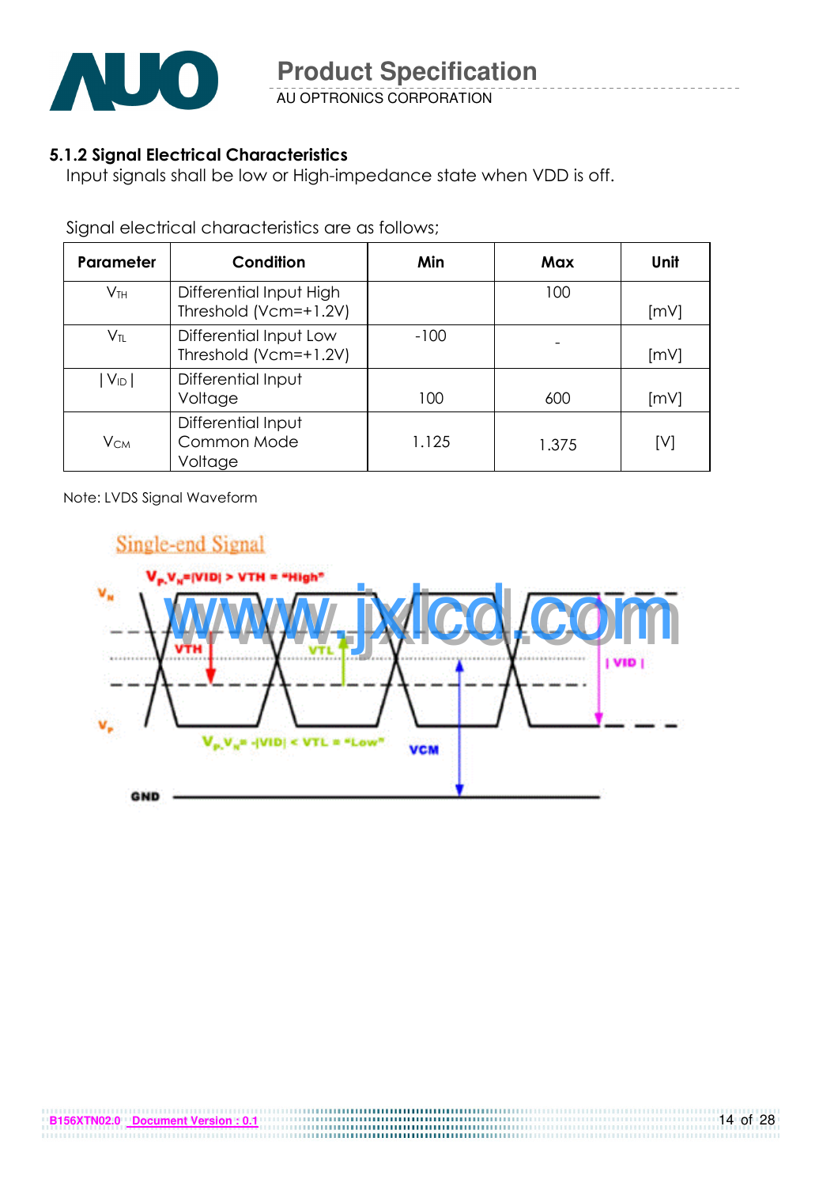### 5.1.2 Signal Electrical Characteristics

Input signals shall be low or High-impedance state when VDD is off.

Signal electrical characteristics are as follows;

| Parameter | Condition | Min | Max | Unit |
|---|---|---|---|---|
| $V_{TH}$ | Differential Input High Threshold (Vcm=+1.2V) | | 100 | [mV] |
| $V_{TL}$ | Differential Input Low Threshold (Vcm=+1.2V) | -100 | - | [mV] |
| $\lvert V_{ID} \rvert$ | Differential Input Voltage | 100 | 600 | [mV] |
| $V_{CM}$ | Differential Input Common Mode Voltage | 1.125 | 1.375 | [V] |

Note: LVDS Signal Waveform

Single-end Signal

$V_P$-$V_N$=|VID| > VTH = "High"

$V_P$-$V_N$= -|VID| < VTL = "Low"

$V_N$, $V_P$, VTH, VTL, | VID |, VCM, GND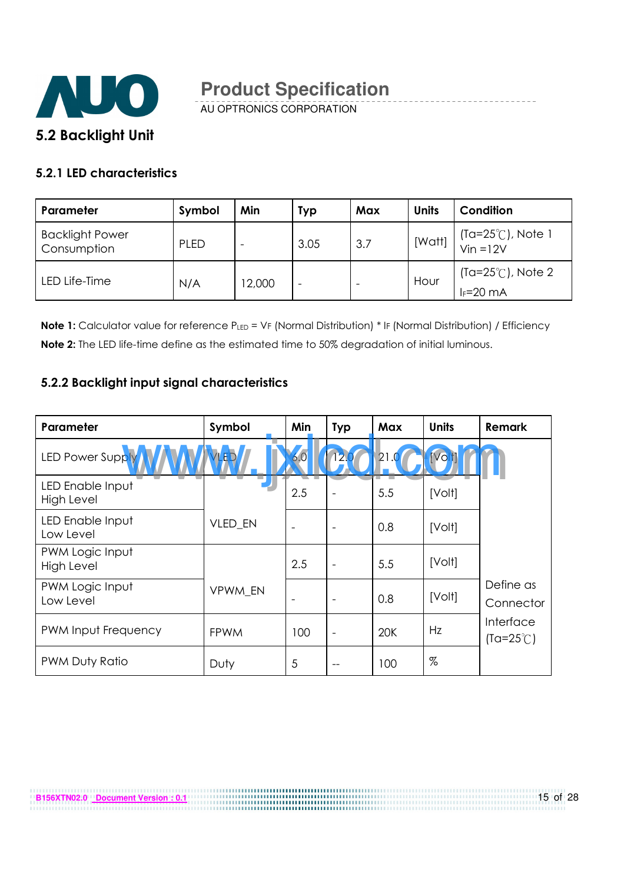## 5.2 Backlight Unit

### 5.2.1 LED characteristics

| Parameter | Symbol | Min | Typ | Max | Units | Condition |
|---|---|---|---|---|---|---|
| Backlight Power Consumption | PLED | - | 3.05 | 3.7 | [Watt] | (Ta=25℃), Note 1 Vin =12V |
| LED Life-Time | N/A | 12,000 | - | - | Hour | (Ta=25℃), Note 2 $I_F$=20 mA |

**Note 1:** Calculator value for reference $P_{LED}$ = $V_F$ (Normal Distribution) * $I_F$ (Normal Distribution) / Efficiency

**Note 2:** The LED life-time define as the estimated time to 50% degradation of initial luminous.

### 5.2.2 Backlight input signal characteristics

| Parameter | Symbol | Min | Typ | Max | Units | Remark |
|---|---|---|---|---|---|---|
| LED Power Supply | VLED | 6.0 | 12.0 | 21.0 | [Volt] | |
| LED Enable Input High Level | VLED_EN | 2.5 | - | 5.5 | [Volt] | |
| LED Enable Input Low Level | | - | - | 0.8 | [Volt] | |
| PWM Logic Input High Level | VPWM_EN | 2.5 | - | 5.5 | [Volt] | Define as Connector Interface (Ta=25℃) |
| PWM Logic Input Low Level | | - | - | 0.8 | [Volt] | |
| PWM Input Frequency | FPWM | 100 | - | 20K | Hz | |
| PWM Duty Ratio | Duty | 5 | -- | 100 | % | |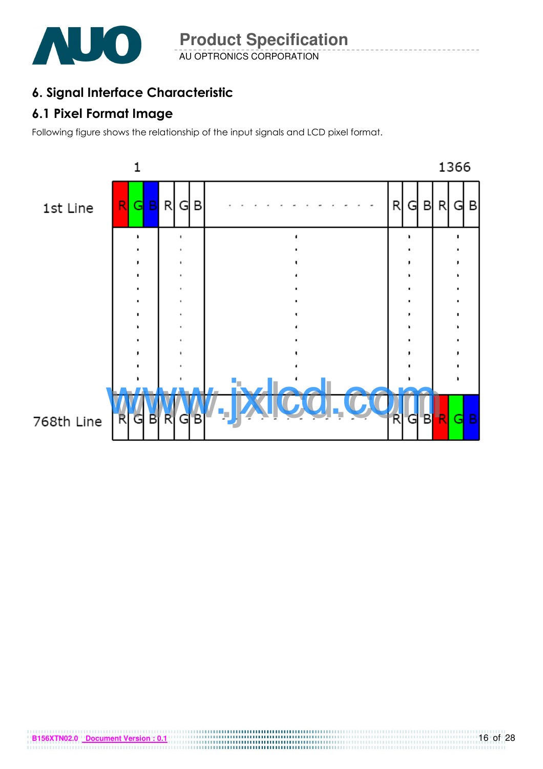## 6. Signal Interface Characteristic

### 6.1 Pixel Format Image

Following figure shows the relationship of the input signals and LCD pixel format.

|  | 1 |  |  |  |  |  |  |  |  |  |  | 1366 |  |
|---|---|---|---|---|---|---|---|---|---|---|---|---|---|
| 1st Line | R | G | B | R | G | B | . . . . . . . . . . . . | R | G | B | R | G | B |
| 768th Line | R | G | B | R | G | B | . . . . . . . . . . . . | R | G | B | R | G | B |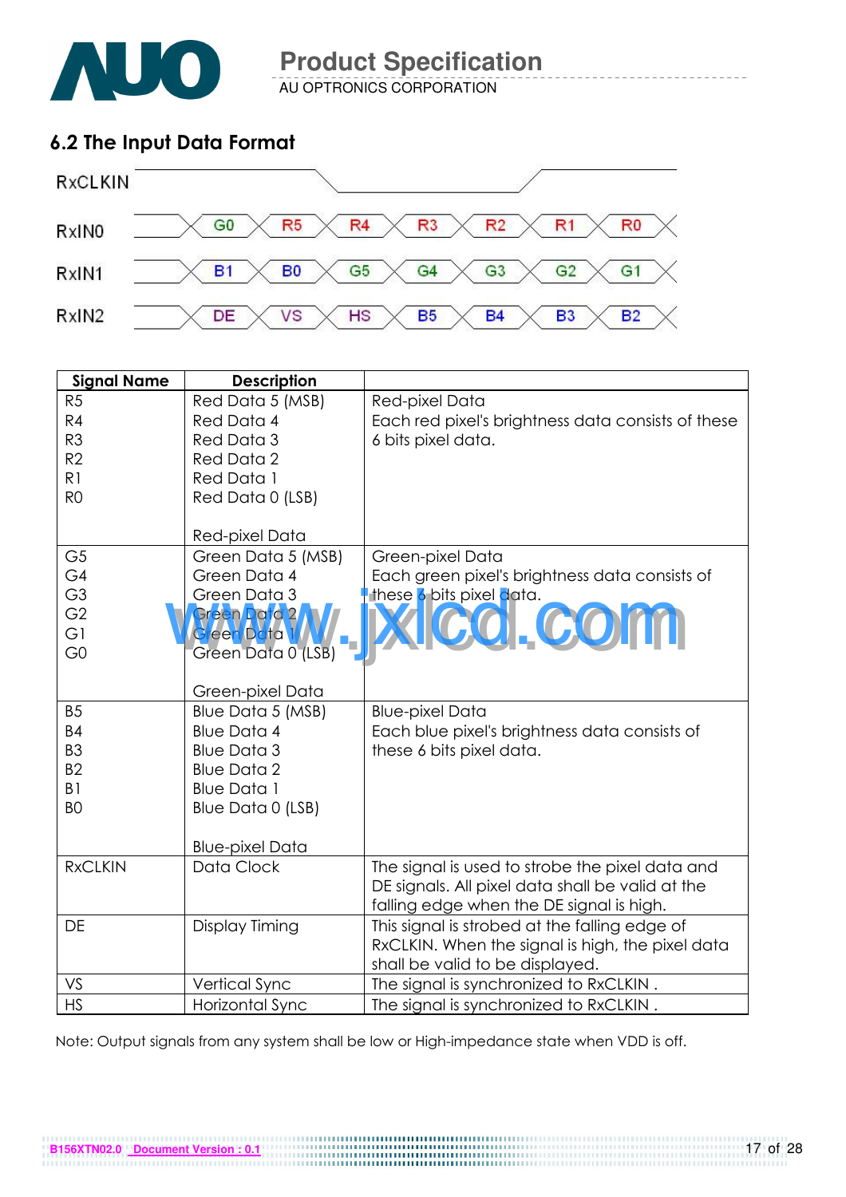## 6.2 The Input Data Format

| RxCLKIN | | | | | | | |
|---|---|---|---|---|---|---|---|
| RxIN0 | G0 | R5 | R4 | R3 | R2 | R1 | R0 |
| RxIN1 | B1 | B0 | G5 | G4 | G3 | G2 | G1 |
| RxIN2 | DE | VS | HS | B5 | B4 | B3 | B2 |

| Signal Name | Description | |
|---|---|---|
| R5<br>R4<br>R3<br>R2<br>R1<br>R0 | Red Data 5 (MSB)<br>Red Data 4<br>Red Data 3<br>Red Data 2<br>Red Data 1<br>Red Data 0 (LSB)<br><br>Red-pixel Data | Red-pixel Data<br>Each red pixel's brightness data consists of these 6 bits pixel data. |
| G5<br>G4<br>G3<br>G2<br>G1<br>G0 | Green Data 5 (MSB)<br>Green Data 4<br>Green Data 3<br>Green Data 2<br>Green Data 1<br>Green Data 0 (LSB)<br><br>Green-pixel Data | Green-pixel Data<br>Each green pixel's brightness data consists of these 6 bits pixel data. |
| B5<br>B4<br>B3<br>B2<br>B1<br>B0 | Blue Data 5 (MSB)<br>Blue Data 4<br>Blue Data 3<br>Blue Data 2<br>Blue Data 1<br>Blue Data 0 (LSB)<br><br>Blue-pixel Data | Blue-pixel Data<br>Each blue pixel's brightness data consists of these 6 bits pixel data. |
| RxCLKIN | Data Clock | The signal is used to strobe the pixel data and DE signals. All pixel data shall be valid at the falling edge when the DE signal is high. |
| DE | Display Timing | This signal is strobed at the falling edge of RxCLKIN. When the signal is high, the pixel data shall be valid to be displayed. |
| VS | Vertical Sync | The signal is synchronized to RxCLKIN . |
| HS | Horizontal Sync | The signal is synchronized to RxCLKIN . |

Note: Output signals from any system shall be low or High-impedance state when VDD is off.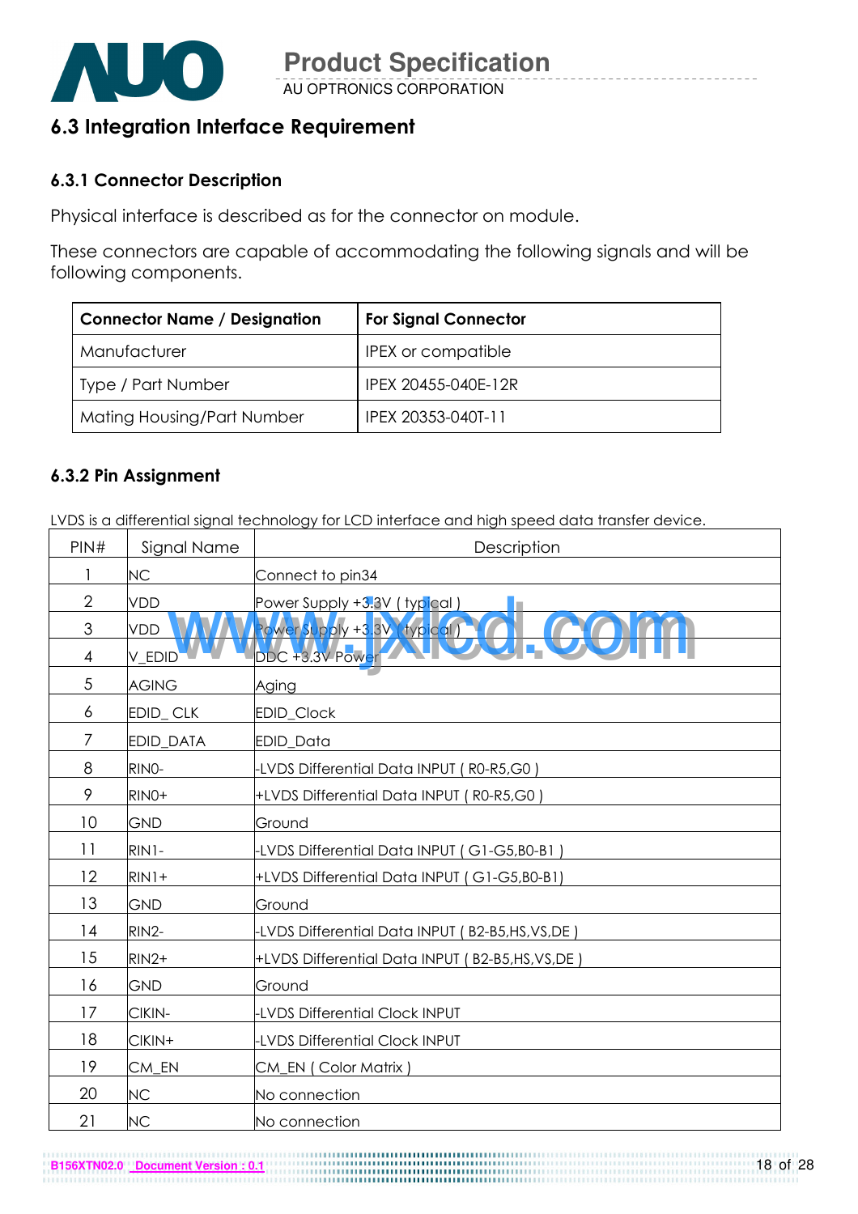## 6.3 Integration Interface Requirement

### 6.3.1 Connector Description

Physical interface is described as for the connector on module.

These connectors are capable of accommodating the following signals and will be following components.

| Connector Name / Designation | For Signal Connector |
|---|---|
| Manufacturer | IPEX or compatible |
| Type / Part Number | IPEX 20455-040E-12R |
| Mating Housing/Part Number | IPEX 20353-040T-11 |

### 6.3.2 Pin Assignment

LVDS is a differential signal technology for LCD interface and high speed data transfer device.

| PIN# | Signal Name | Description |
|---|---|---|
| 1 | NC | Connect to pin34 |
| 2 | VDD | Power Supply +3.3V ( typical ) |
| 3 | VDD | Power Supply +3.3V ( typical ) |
| 4 | V_EDID | DDC +3.3V Power |
| 5 | AGING | Aging |
| 6 | EDID_ CLK | EDID_Clock |
| 7 | EDID_DATA | EDID_Data |
| 8 | RIN0- | -LVDS Differential Data INPUT ( R0-R5,G0 ) |
| 9 | RIN0+ | +LVDS Differential Data INPUT ( R0-R5,G0 ) |
| 10 | GND | Ground |
| 11 | RIN1- | -LVDS Differential Data INPUT ( G1-G5,B0-B1 ) |
| 12 | RIN1+ | +LVDS Differential Data INPUT ( G1-G5,B0-B1) |
| 13 | GND | Ground |
| 14 | RIN2- | -LVDS Differential Data INPUT ( B2-B5,HS,VS,DE ) |
| 15 | RIN2+ | +LVDS Differential Data INPUT ( B2-B5,HS,VS,DE ) |
| 16 | GND | Ground |
| 17 | CIKIN- | -LVDS Differential Clock INPUT |
| 18 | CIKIN+ | -LVDS Differential Clock INPUT |
| 19 | CM_EN | CM_EN ( Color Matrix ) |
| 20 | NC | No connection |
| 21 | NC | No connection |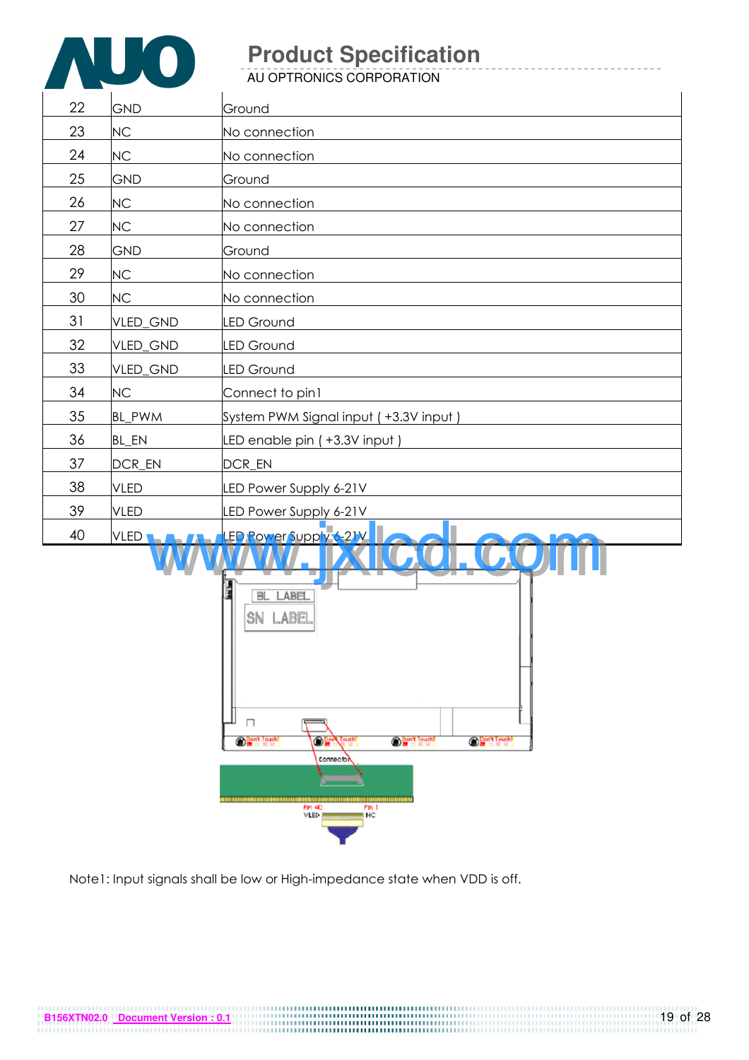| 22 | GND | Ground |
|---|---|---|
| 23 | NC | No connection |
| 24 | NC | No connection |
| 25 | GND | Ground |
| 26 | NC | No connection |
| 27 | NC | No connection |
| 28 | GND | Ground |
| 29 | NC | No connection |
| 30 | NC | No connection |
| 31 | VLED_GND | LED Ground |
| 32 | VLED_GND | LED Ground |
| 33 | VLED_GND | LED Ground |
| 34 | NC | Connect to pin1 |
| 35 | BL_PWM | System PWM Signal input ( +3.3V input ) |
| 36 | BL_EN | LED enable pin ( +3.3V input ) |
| 37 | DCR_EN | DCR_EN |
| 38 | VLED | LED Power Supply 6-21V |
| 39 | VLED | LED Power Supply 6-21V |
| 40 | VLED | LED Power Supply 6-21V |

Note1: Input signals shall be low or High-impedance state when VDD is off.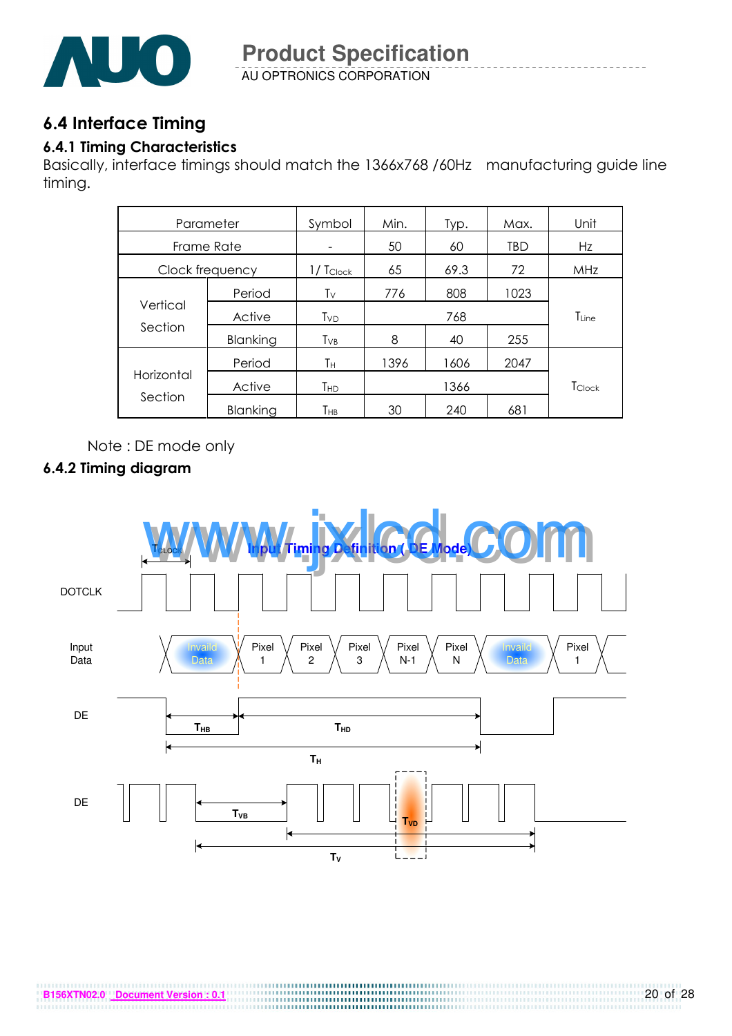## 6.4 Interface Timing

### 6.4.1 Timing Characteristics

Basically, interface timings should match the 1366x768 /60Hz manufacturing guide line timing.

| Parameter | | Symbol | Min. | Typ. | Max. | Unit |
|---|---|---|---|---|---|---|
| Frame Rate | | - | 50 | 60 | TBD | Hz |
| Clock frequency | | $1/T_{Clock}$ | 65 | 69.3 | 72 | MHz |
| Vertical Section | Period | $T_V$ | 776 | 808 | 1023 | $T_{Line}$ |
| | Active | $T_{VD}$ | | 768 | | |
| | Blanking | $T_{VB}$ | 8 | 40 | 255 | |
| Horizontal Section | Period | $T_H$ | 1396 | 1606 | 2047 | $T_{Clock}$ |
| | Active | $T_{HD}$ | | 1366 | | |
| | Blanking | $T_{HB}$ | 30 | 240 | 681 | |

Note : DE mode only

### 6.4.2 Timing diagram

Input Timing Definition ( DE Mode)

$T_{CLOCK}$

DOTCLK

Input Data: Invaild Data | Pixel 1 | Pixel 2 | Pixel 3 | Pixel N-1 | Pixel N | Invaild Data | Pixel 1

DE: $T_{HB}$ , $T_{HD}$ , $T_H$

DE: $T_{VB}$ , $T_{VD}$ , $T_V$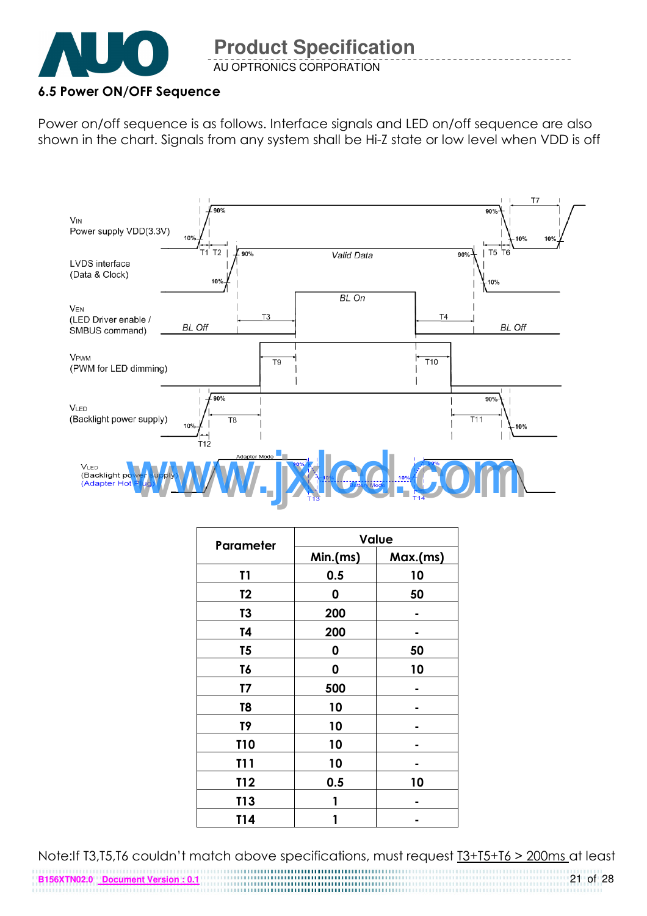### 6.5 Power ON/OFF Sequence

Power on/off sequence is as follows. Interface signals and LED on/off sequence are also shown in the chart. Signals from any system shall be Hi-Z state or low level when VDD is off

| Parameter | Value | |
|---|---|---|
| | Min.(ms) | Max.(ms) |
| T1 | 0.5 | 10 |
| T2 | 0 | 50 |
| T3 | 200 | - |
| T4 | 200 | - |
| T5 | 0 | 50 |
| T6 | 0 | 10 |
| T7 | 500 | - |
| T8 | 10 | - |
| T9 | 10 | - |
| T10 | 10 | - |
| T11 | 10 | - |
| T12 | 0.5 | 10 |
| T13 | 1 | - |
| T14 | 1 | - |

Note:If T3,T5,T6 couldn't match above specifications, must request T3+T5+T6 > 200ms at least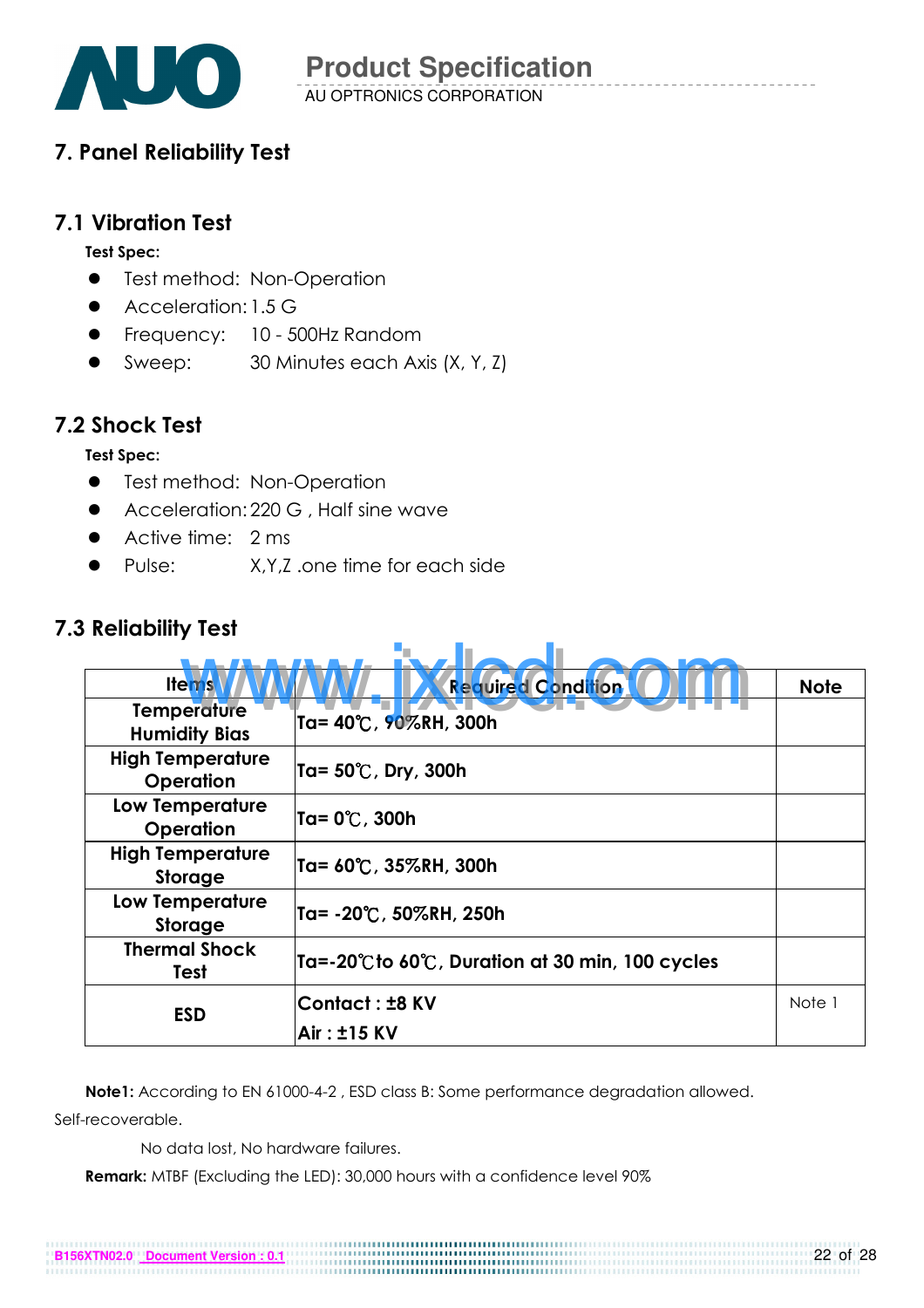## 7. Panel Reliability Test

### 7.1 Vibration Test

**Test Spec:**

- Test method: Non-Operation
- Acceleration: 1.5 G
- Frequency: 10 - 500Hz Random
- Sweep: 30 Minutes each Axis (X, Y, Z)

### 7.2 Shock Test

**Test Spec:**

- Test method: Non-Operation
- Acceleration: 220 G , Half sine wave
- Active time: 2 ms
- Pulse: X,Y,Z .one time for each side

### 7.3 Reliability Test

| Items | Required Condition | Note |
|---|---|---|
| Temperature Humidity Bias | Ta= 40℃, 90%RH, 300h | |
| High Temperature Operation | Ta= 50℃, Dry, 300h | |
| Low Temperature Operation | Ta= 0℃, 300h | |
| High Temperature Storage | Ta= 60℃, 35%RH, 300h | |
| Low Temperature Storage | Ta= -20℃, 50%RH, 250h | |
| Thermal Shock Test | Ta=-20℃to 60℃, Duration at 30 min, 100 cycles | |
| ESD | Contact : ±8 KV<br>Air : ±15 KV | Note 1 |

**Note1:** According to EN 61000-4-2 , ESD class B: Some performance degradation allowed. Self-recoverable.

No data lost, No hardware failures.

**Remark:** MTBF (Excluding the LED): 30,000 hours with a confidence level 90%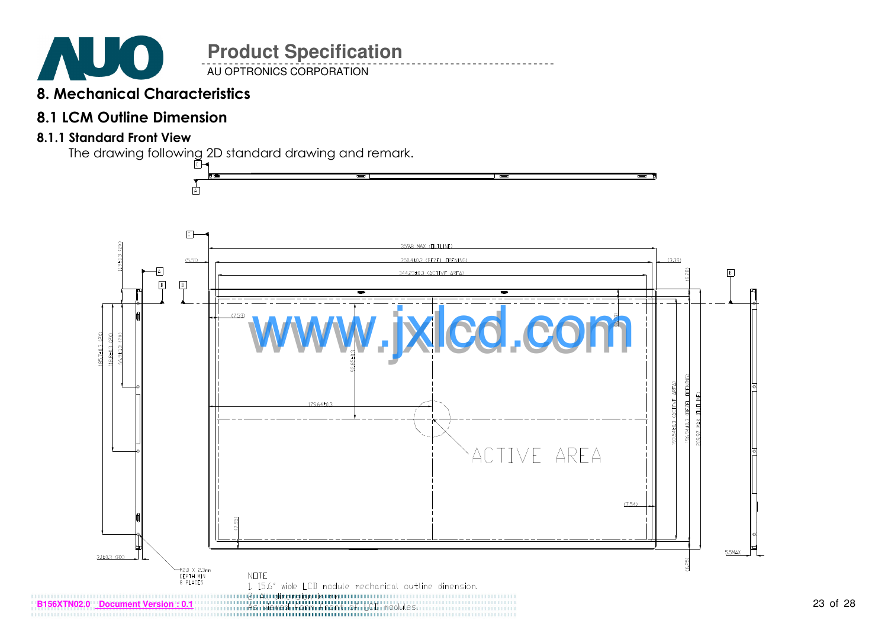# 8. Mechanical Characteristics

## 8.1 LCM Outline Dimension

### 8.1.1 Standard Front View

The drawing following 2D standard drawing and remark.

NOTE

1. 15.6" wide LCD module mechanical outline dimension.
2. All dimensions in mm.
3. Viewed from front of LCD modules.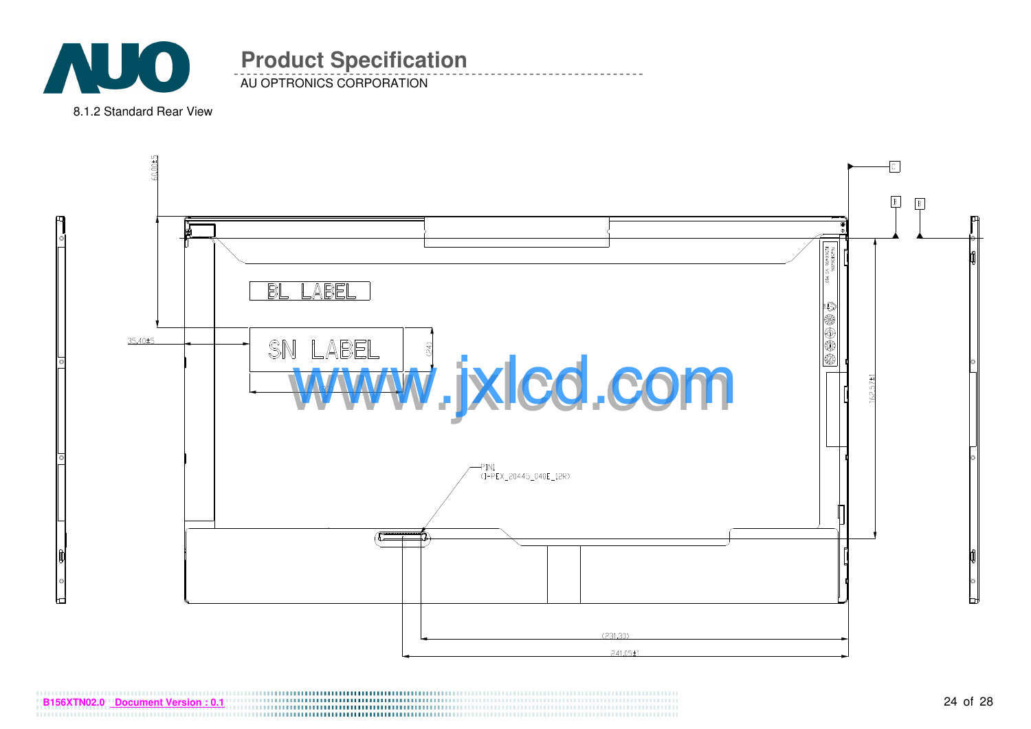8.1.2 Standard Rear View

60.00±5

35.40±5

BL LABEL

SN LABEL

(24)

162.57±1

PIN1
(I-PEX_20445_040E_12R)

(231.30)

241.05±1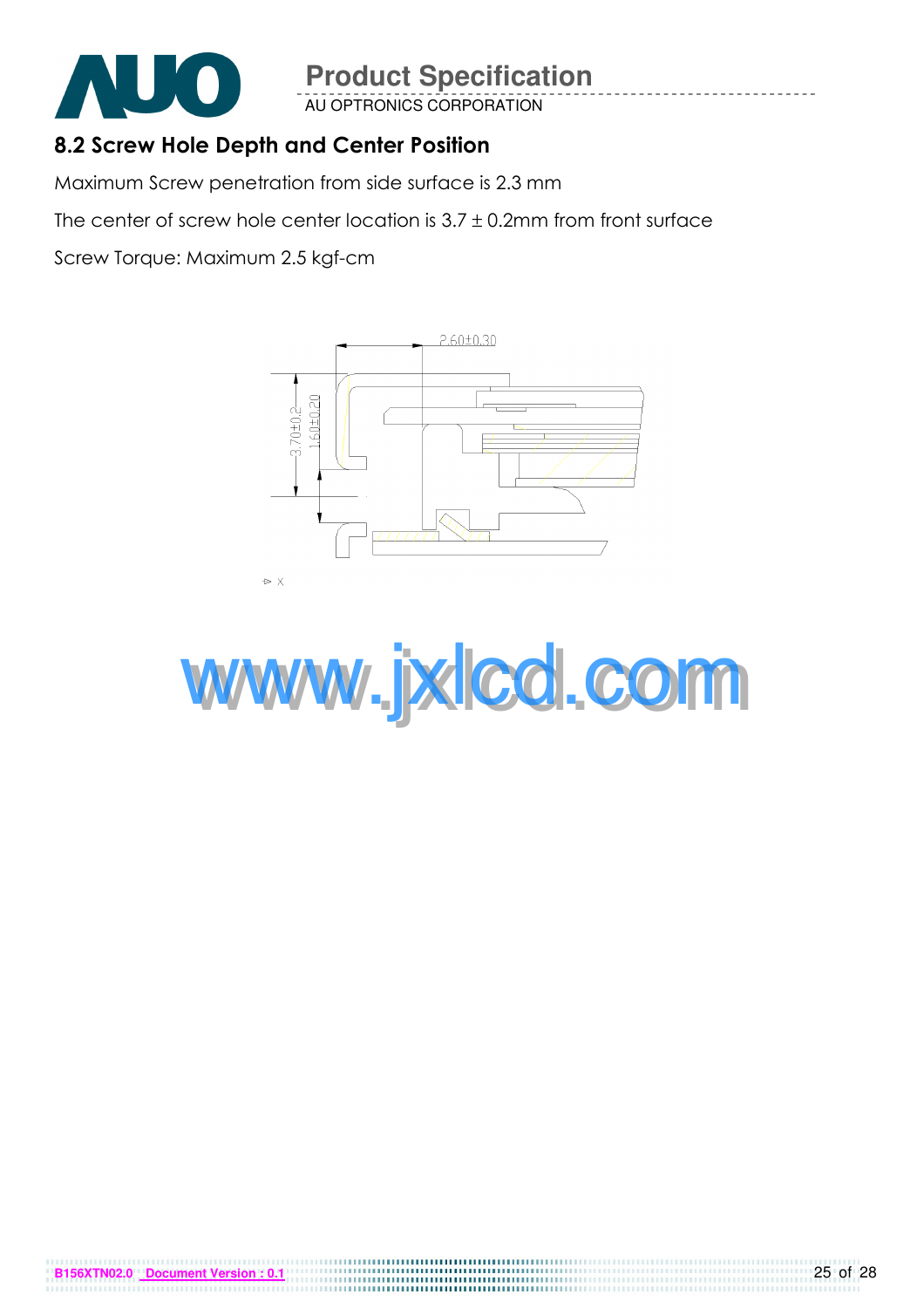## 8.2 Screw Hole Depth and Center Position

Maximum Screw penetration from side surface is 2.3 mm

The center of screw hole center location is 3.7 ± 0.2mm from front surface

Screw Torque: Maximum 2.5 kgf-cm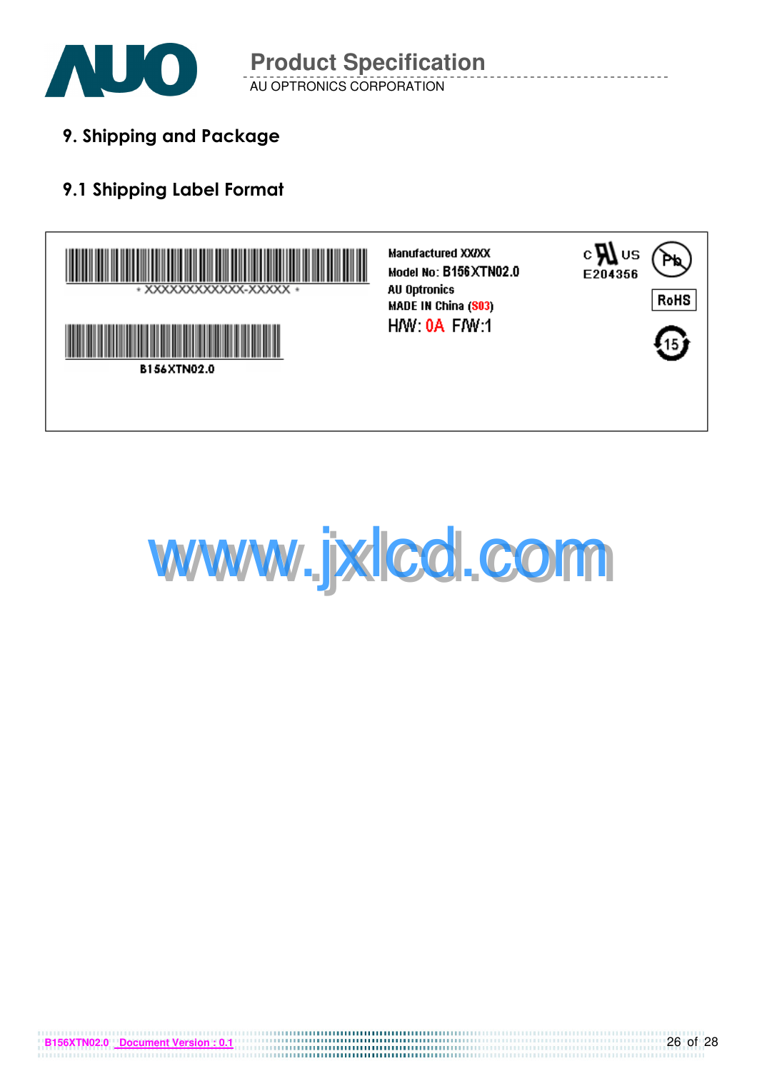# 9. Shipping and Package

## 9.1 Shipping Label Format

\* XXXXXXXXXXX-XXXXX \*

B156XTN02.0

Manufactured XX/XX
Model No: B156XTN02.0
AU Optronics
MADE IN China (S03)
H/W: 0A F/W:1

c US
E204356

RoHS

www.jxlcd.com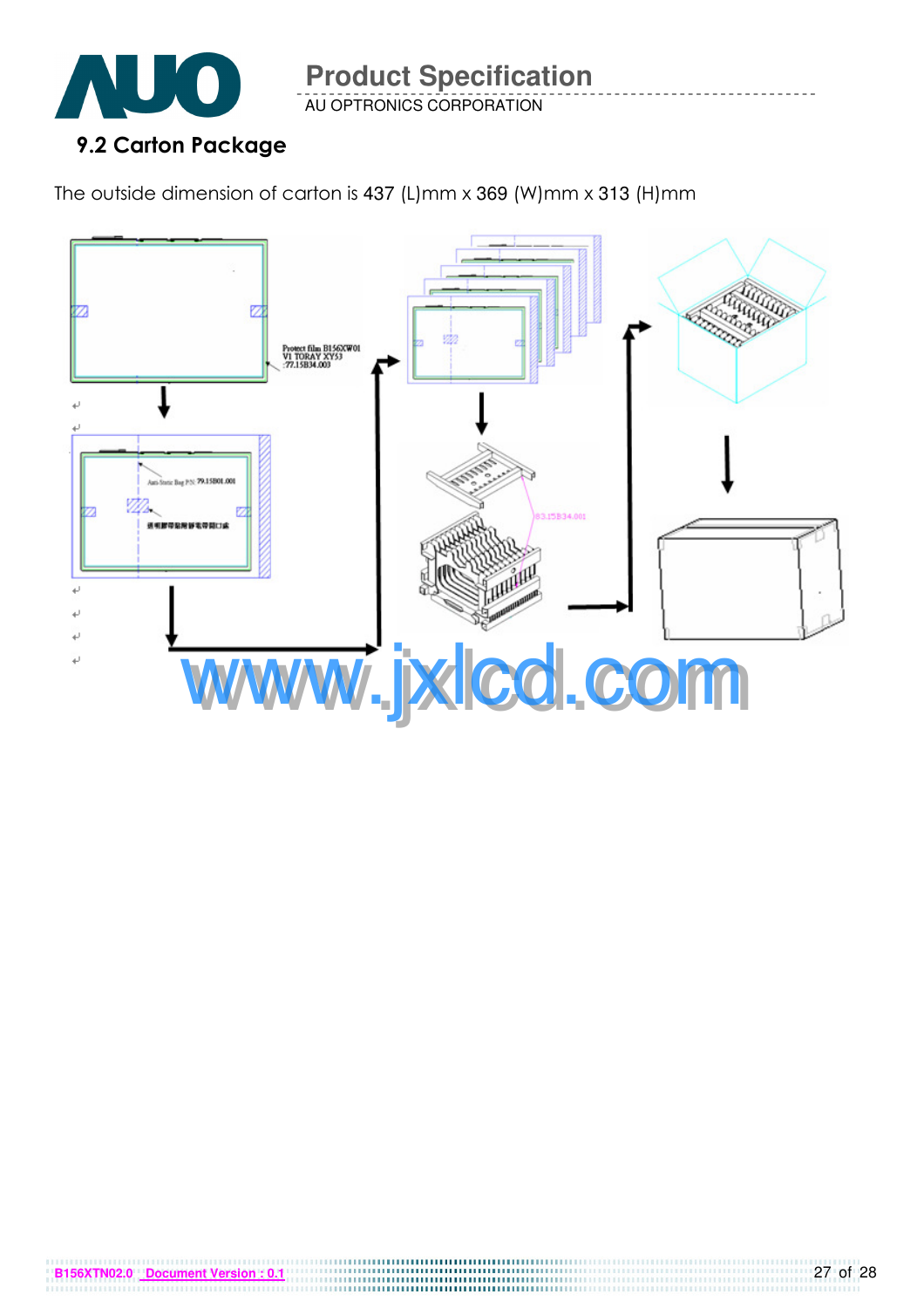## 9.2 Carton Package

The outside dimension of carton is 437 (L)mm x 369 (W)mm x 313 (H)mm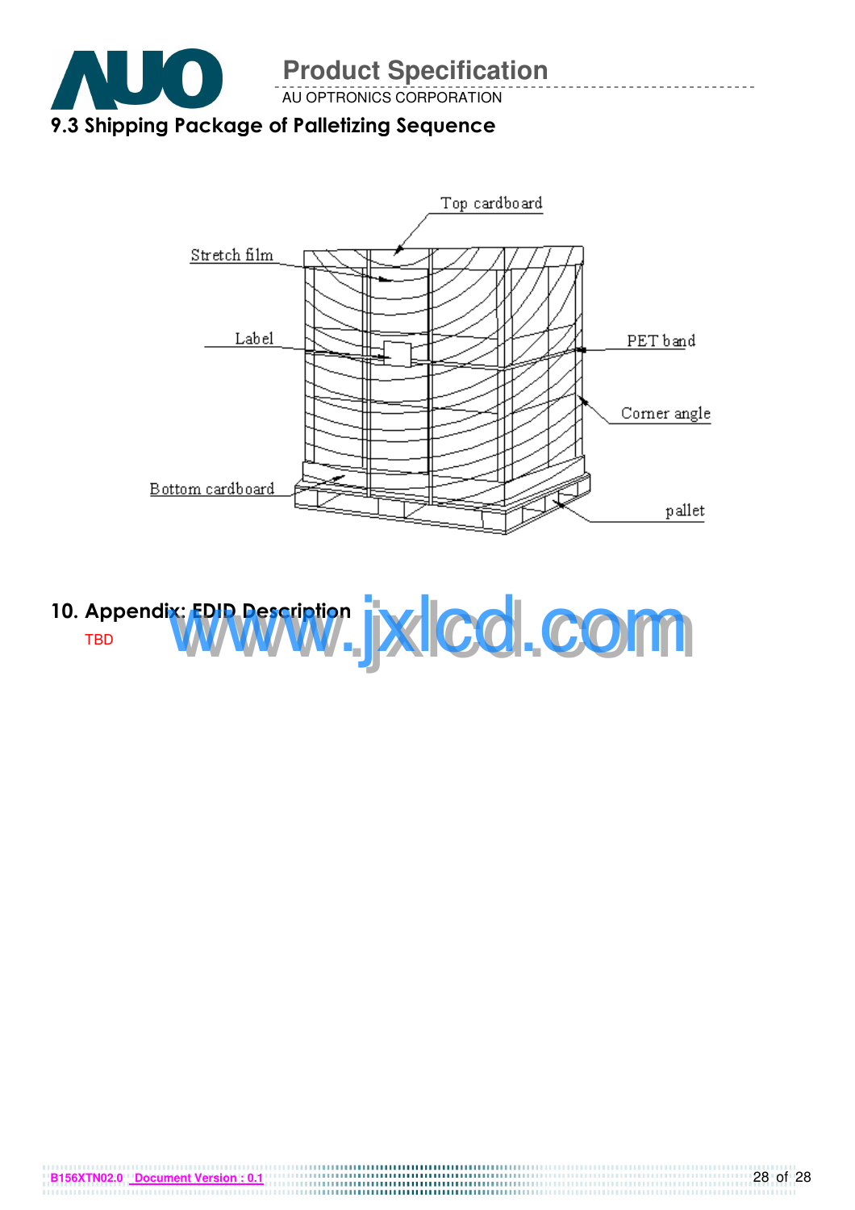## 9.3 Shipping Package of Palletizing Sequence

Top cardboard

Stretch film

Label

PET band

Corner angle

Bottom cardboard

pallet

## 10. Appendix: EDID Description

TBD